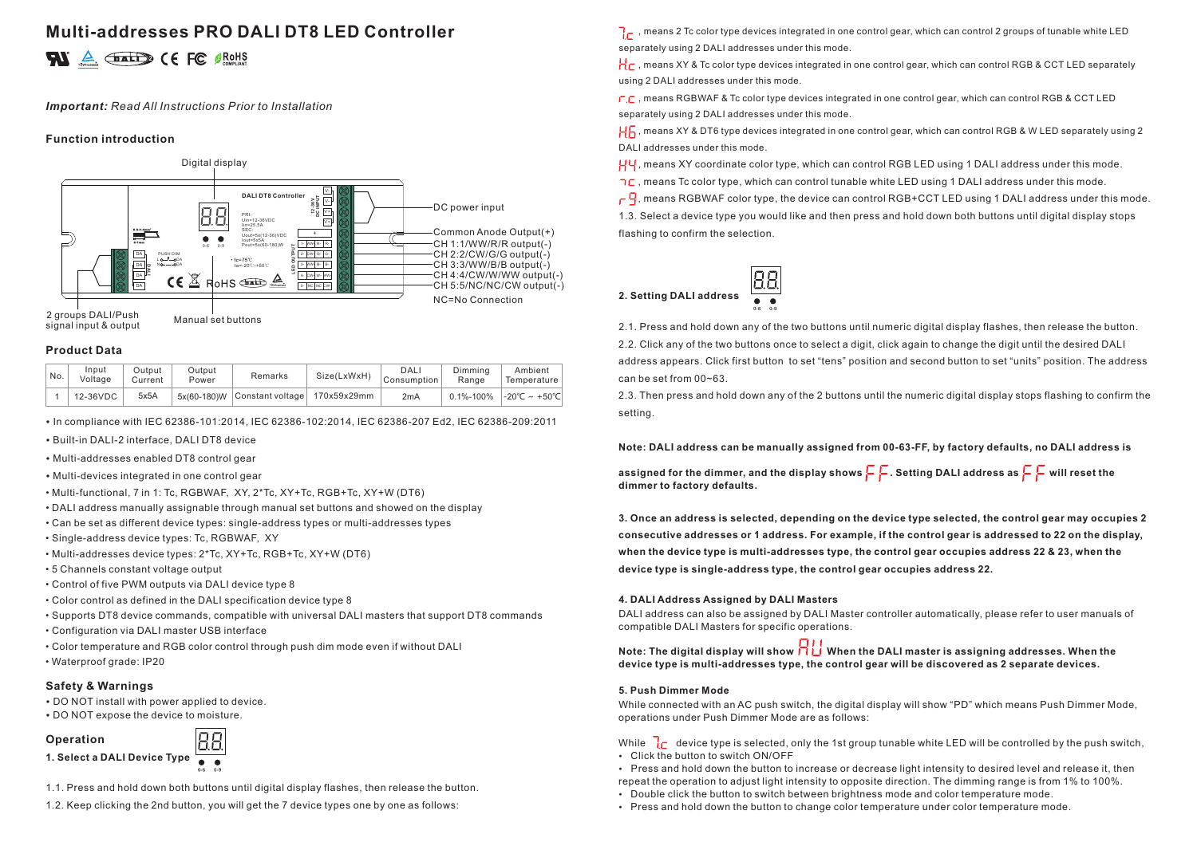# Multi-addresses PRO DALI DT8 LED Controller

*Important:* *Read All Instructions Prior to Installation*

### Function introduction

Digital display

DC power input

Common Anode Output(+)
CH 1:1/WW/R/R output(-)
CH 2:2/CW/G/G output(-)
CH 3:3/WW/B/B output(-)
CH 4:4/CW/W/WW output(-)
CH 5:5/NC/NC/CW output(-)
NC=No Connection

2 groups DALI/Push signal input & output

Manual set buttons

### Product Data

| No. | Input Voltage | Output Current | Output Power | Remarks | Size(LxWxH) | DALI Consumption | Dimming Range | Ambient Temperature |
|---|---|---|---|---|---|---|---|---|
| 1 | 12-36VDC | 5x5A | 5x(60-180)W | Constant voltage | 170x59x29mm | 2mA | 0.1%-100% | -20℃ ~ +50℃ |

- In compliance with IEC 62386-101:2014, IEC 62386-102:2014, IEC 62386-207 Ed2, IEC 62386-209:2011
- Built-in DALI-2 interface, DALI DT8 device
- Multi-addresses enabled DT8 control gear
- Multi-devices integrated in one control gear
- Multi-functional, 7 in 1: Tc, RGBWAF, XY, 2*Tc, XY+Tc, RGB+Tc, XY+W (DT6)
- DALI address manually assignable through manual set buttons and showed on the display
- Can be set as different device types: single-address types or multi-addresses types
- Single-address device types: Tc, RGBWAF, XY
- Multi-addresses device types: 2*Tc, XY+Tc, RGB+Tc, XY+W (DT6)
- 5 Channels constant voltage output
- Control of five PWM outputs via DALI device type 8
- Color control as defined in the DALI specification device type 8
- Supports DT8 device commands, compatible with universal DALI masters that support DT8 commands
- Configuration via DALI master USB interface
- Color temperature and RGB color control through push dim mode even if without DALI
- Waterproof grade: IP20

### Safety & Warnings

- DO NOT install with power applied to device.
- DO NOT expose the device to moisture.

### Operation

**1. Select a DALI Device Type**

1.1. Press and hold down both buttons until digital display flashes, then release the button.

1.2. Keep clicking the 2nd button, you will get the 7 device types one by one as follows:

2C, means 2 Tc color type devices integrated in one control gear, which can control 2 groups of tunable white LED separately using 2 DALI addresses under this mode.

HC, means XY & Tc color type devices integrated in one control gear, which can control RGB & CCT LED separately using 2 DALI addresses under this mode.

rC, means RGBWAF & Tc color type devices integrated in one control gear, which can control RGB & CCT LED separately using 2 DALI addresses under this mode.

H6, means XY & DT6 type devices integrated in one control gear, which can control RGB & W LED separately using 2 DALI addresses under this mode.

H4, means XY coordinate color type, which can control RGB LED using 1 DALI address under this mode.

1C, means Tc color type, which can control tunable white LED using 1 DALI address under this mode.

r9, means RGBWAF color type, the device can control RGB+CCT LED using 1 DALI address under this mode.

1.3. Select a device type you would like and then press and hold down both buttons until digital display stops flashing to confirm the selection.

**2. Setting DALI address**

2.1. Press and hold down any of the two buttons until numeric digital display flashes, then release the button.

2.2. Click any of the two buttons once to select a digit, click again to change the digit until the desired DALI address appears. Click first button to set "tens" position and second button to set "units" position. The address can be set from 00~63.

2.3. Then press and hold down any of the 2 buttons until the numeric digital display stops flashing to confirm the setting.

**Note: DALI address can be manually assigned from 00-63-FF, by factory defaults, no DALI address is assigned for the dimmer, and the display shows FF. Setting DALI address as FF will reset the dimmer to factory defaults.**

**3. Once an address is selected, depending on the device type selected, the control gear may occupies 2 consecutive addresses or 1 address. For example, if the control gear is addressed to 22 on the display, when the device type is multi-addresses type, the control gear occupies address 22 & 23, when the device type is single-address type, the control gear occupies address 22.**

**4. DALI Address Assigned by DALI Masters**

DALI address can also be assigned by DALI Master controller automatically, please refer to user manuals of compatible DALI Masters for specific operations.

**Note: The digital display will show AU When the DALI master is assigning addresses. When the device type is multi-addresses type, the control gear will be discovered as 2 separate devices.**

**5. Push Dimmer Mode**

While connected with an AC push switch, the digital display will show "PD" which means Push Dimmer Mode, operations under Push Dimmer Mode are as follows:

While 2C device type is selected, only the 1st group tunable white LED will be controlled by the push switch,

- Click the button to switch ON/OFF
- Press and hold down the button to increase or decrease light intensity to desired level and release it, then repeat the operation to adjust light intensity to opposite direction. The dimming range is from 1% to 100%.
- Double click the button to switch between brightness mode and color temperature mode.
- Press and hold down the button to change color temperature under color temperature mode.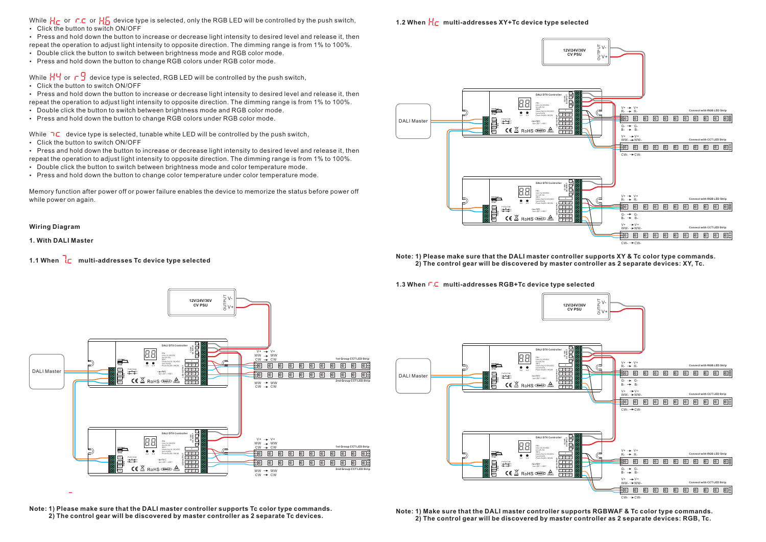While HC or r.C or H6 device type is selected, only the RGB LED will be controlled by the push switch,

- Click the button to switch ON/OFF
- Press and hold down the button to increase or decrease light intensity to desired level and release it, then repeat the operation to adjust light intensity to opposite direction. The dimming range is from 1% to 100%.
- Double click the button to switch between brightness mode and RGB color mode.
- Press and hold down the button to change RGB colors under RGB color mode.

While H4 or r9 device type is selected, RGB LED will be controlled by the push switch,

- Click the button to switch ON/OFF
- Press and hold down the button to increase or decrease light intensity to desired level and release it, then repeat the operation to adjust light intensity to opposite direction. The dimming range is from 1% to 100%.
- Double click the button to switch between brightness mode and RGB color mode.
- Press and hold down the button to change RGB colors under RGB color mode.

While 7C device type is selected, tunable white LED will be controlled by the push switch,

- Click the button to switch ON/OFF
- Press and hold down the button to increase or decrease light intensity to desired level and release it, then repeat the operation to adjust light intensity to opposite direction. The dimming range is from 1% to 100%.
- Double click the button to switch between brightness mode and color temperature mode.
- Press and hold down the button to change color temperature under color temperature mode.

Memory function after power off or power failure enables the device to memorize the status before power off while power on again.

## Wiring Diagram

### 1. With DALI Master

#### 1.1 When 7C multi-addresses Tc device type selected

**Note: 1) Please make sure that the DALI master controller supports Tc color type commands.**
**2) The control gear will be discovered by master controller as 2 separate Tc devices.**

#### 1.2 When HC multi-addresses XY+Tc device type selected

**Note: 1) Please make sure that the DALI master controller supports XY & Tc color type commands.**
**2) The control gear will be discovered by master controller as 2 separate devices: XY, Tc.**

#### 1.3 When r.C multi-addresses RGB+Tc device type selected

**Note: 1) Make sure that the DALI master controller supports RGBWAF & Tc color type commands.**
**2) The control gear will be discovered by master controller as 2 separate devices: RGB, Tc.**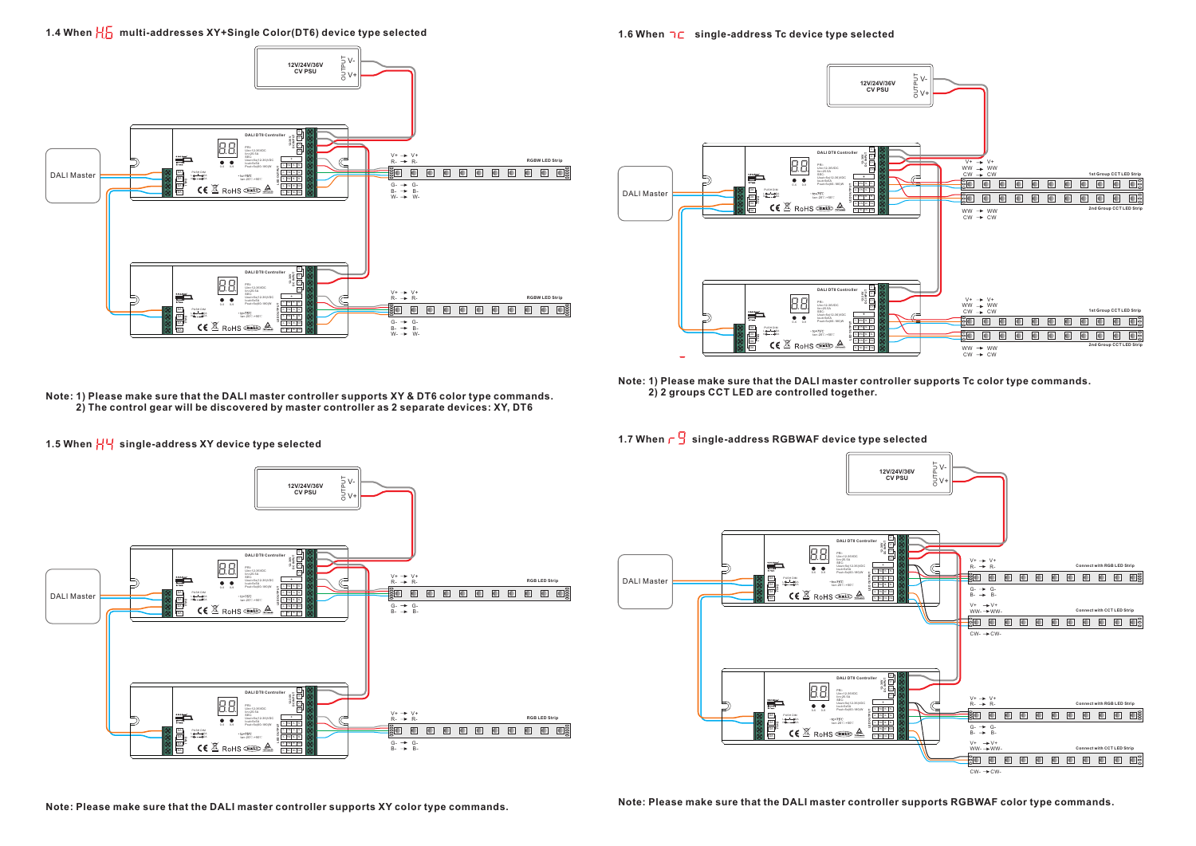### 1.4 When H6 multi-addresses XY+Single Color(DT6) device type selected

Note: 1) Please make sure that the DALI master controller supports XY & DT6 color type commands.
2) The control gear will be discovered by master controller as 2 separate devices: XY, DT6

### 1.5 When H4 single-address XY device type selected

Note: Please make sure that the DALI master controller supports XY color type commands.

### 1.6 When Tc single-address Tc device type selected

Note: 1) Please make sure that the DALI master controller supports Tc color type commands.
2) 2 groups CCT LED are controlled together.

### 1.7 When r9 single-address RGBWAF device type selected

Note: Please make sure that the DALI master controller supports RGBWAF color type commands.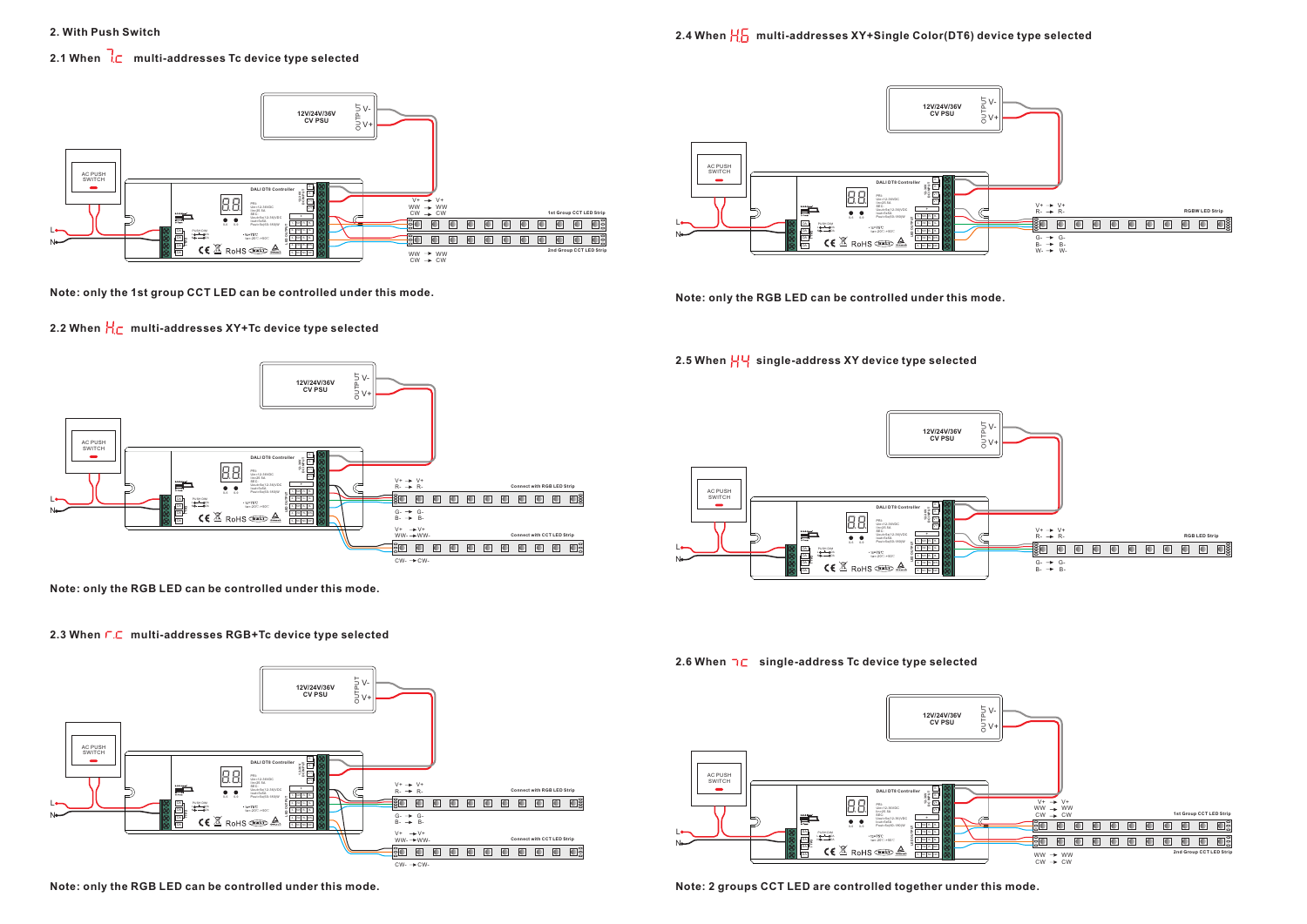## 2. With Push Switch

### 2.1 When 7.C multi-addresses Tc device type selected

Note: only the 1st group CCT LED can be controlled under this mode.

### 2.2 When H.C multi-addresses XY+Tc device type selected

Note: only the RGB LED can be controlled under this mode.

### 2.3 When r.C multi-addresses RGB+Tc device type selected

Note: only the RGB LED can be controlled under this mode.

### 2.4 When H.6 multi-addresses XY+Single Color(DT6) device type selected

Note: only the RGB LED can be controlled under this mode.

### 2.5 When H4 single-address XY device type selected

### 2.6 When 7C single-address Tc device type selected

Note: 2 groups CCT LED are controlled together under this mode.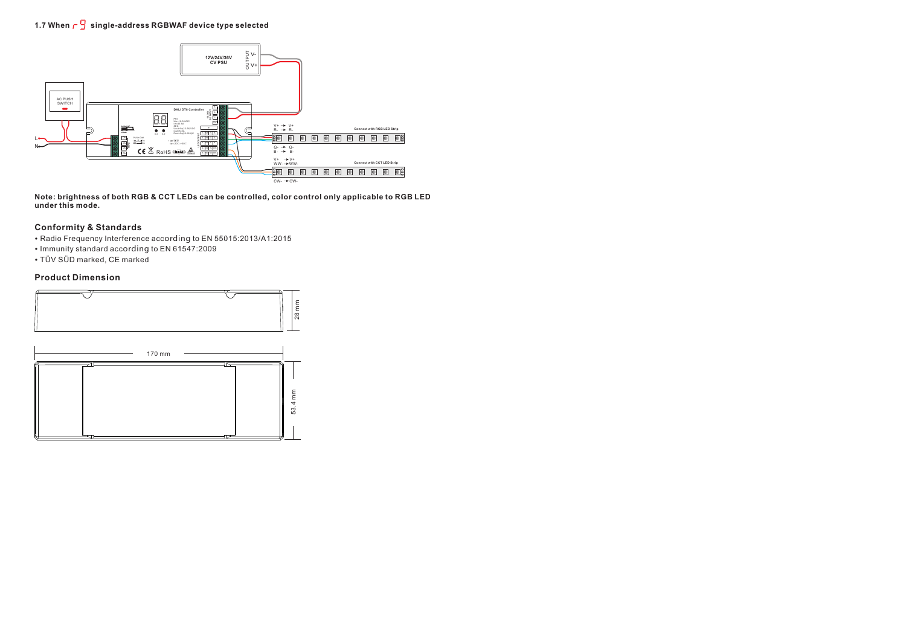### 1.7 When r9 single-address RGBWAF device type selected

12V/24V/36V CV PSU

OUTPUT V- V+

AC PUSH SWITCH

L

N

DALI DT8 Controller

V+ → V+
R- → R-

Connect with RGB LED Strip

G- → G-
B- → B-

V+ → V+
WW- → WW-

Connect with CCT LED Strip

CW- → CW-

**Note: brightness of both RGB & CCT LEDs can be controlled, color control only applicable to RGB LED under this mode.**

## Conformity & Standards

- Radio Frequency Interference according to EN 55015:2013/A1:2015
- Immunity standard according to EN 61547:2009
- TÜV SÜD marked, CE marked

## Product Dimension

28 mm

170 mm

53.4 mm